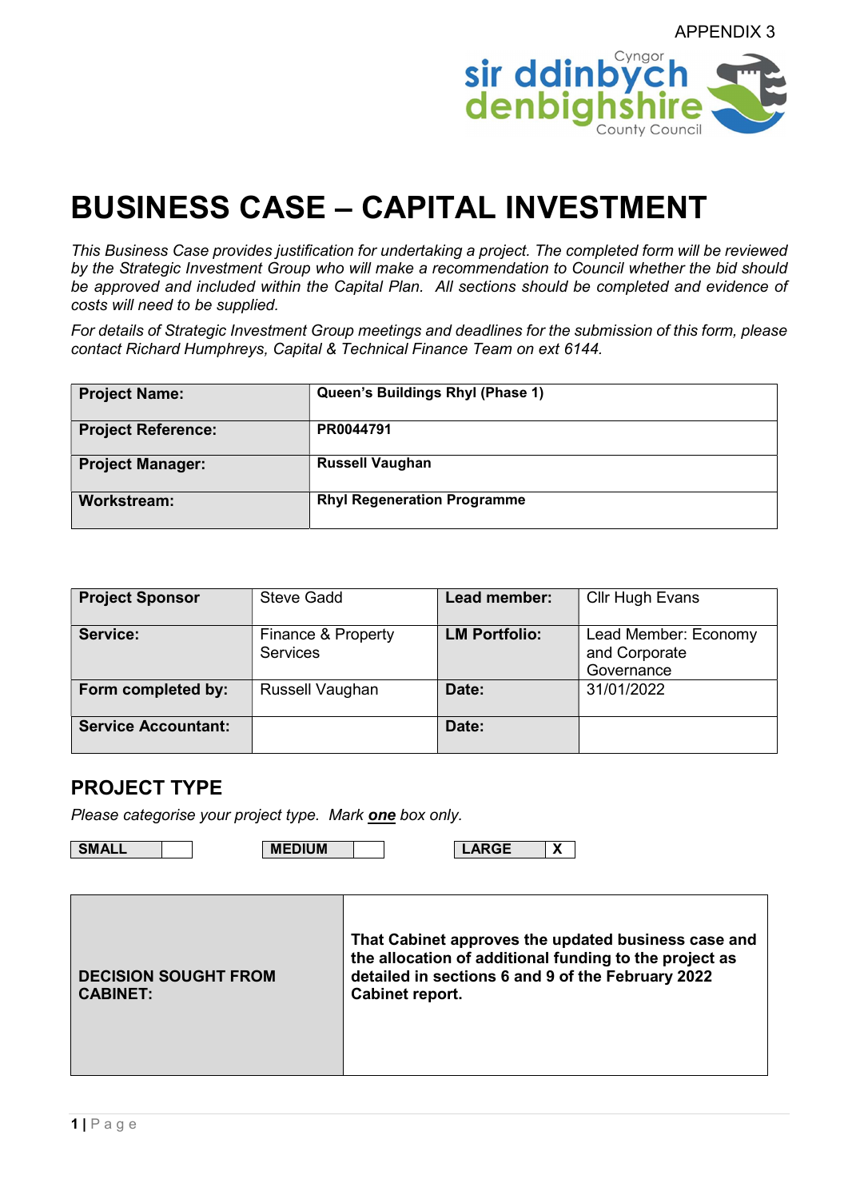APPENDIX 3

Cyngor sir ddinbych denbighshire County Council

# BUSINESS CASE – CAPITAL INVESTMENT

*This Business Case provides justification for undertaking a project. The completed form will be reviewed by the Strategic Investment Group who will make a recommendation to Council whether the bid should be approved and included within the Capital Plan. All sections should be completed and evidence of costs will need to be supplied.*

*For details of Strategic Investment Group meetings and deadlines for the submission of this form, please contact Richard Humphreys, Capital & Technical Finance Team on ext 6144.*

| | |
|---|---|
| **Project Name:** | **Queen's Buildings Rhyl (Phase 1)** |
| **Project Reference:** | **PR0044791** |
| **Project Manager:** | **Russell Vaughan** |
| **Workstream:** | **Rhyl Regeneration Programme** |

| | | | |
|---|---|---|---|
| **Project Sponsor** | Steve Gadd | **Lead member:** | Cllr Hugh Evans |
| **Service:** | Finance & Property Services | **LM Portfolio:** | Lead Member: Economy and Corporate Governance |
| **Form completed by:** | Russell Vaughan | **Date:** | 31/01/2022 |
| **Service Accountant:** | | **Date:** | |

## PROJECT TYPE

*Please categorise your project type. Mark* ***one*** *box only.*

| SMALL | | MEDIUM | | LARGE | X |
|---|---|---|---|---|---|

| | |
|---|---|
| **DECISION SOUGHT FROM CABINET:** | **That Cabinet approves the updated business case and the allocation of additional funding to the project as detailed in sections 6 and 9 of the February 2022 Cabinet report.** |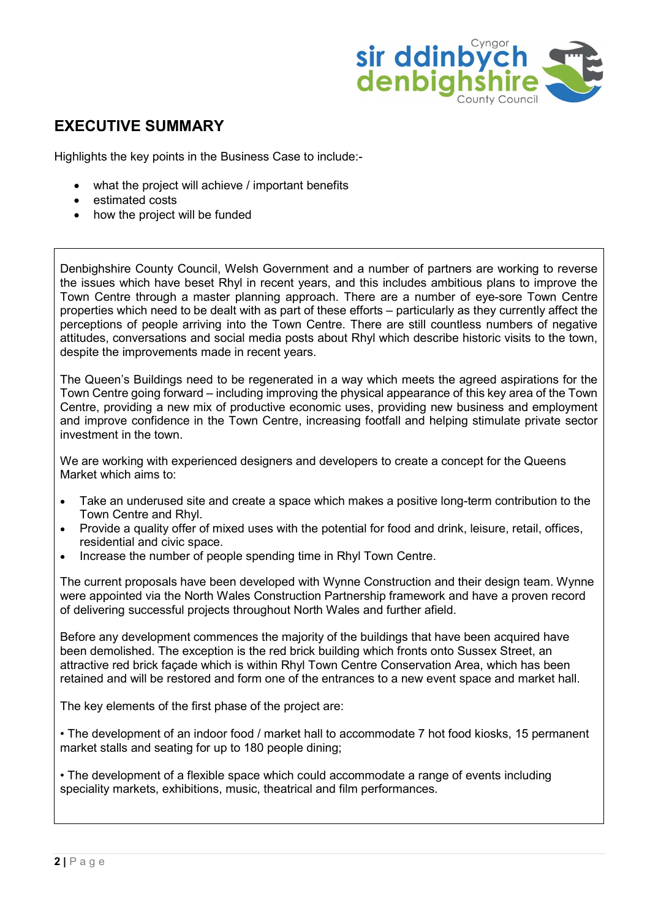# EXECUTIVE SUMMARY

Highlights the key points in the Business Case to include:-

- what the project will achieve / important benefits
- estimated costs
- how the project will be funded

Denbighshire County Council, Welsh Government and a number of partners are working to reverse the issues which have beset Rhyl in recent years, and this includes ambitious plans to improve the Town Centre through a master planning approach. There are a number of eye-sore Town Centre properties which need to be dealt with as part of these efforts – particularly as they currently affect the perceptions of people arriving into the Town Centre. There are still countless numbers of negative attitudes, conversations and social media posts about Rhyl which describe historic visits to the town, despite the improvements made in recent years.

The Queen's Buildings need to be regenerated in a way which meets the agreed aspirations for the Town Centre going forward – including improving the physical appearance of this key area of the Town Centre, providing a new mix of productive economic uses, providing new business and employment and improve confidence in the Town Centre, increasing footfall and helping stimulate private sector investment in the town.

We are working with experienced designers and developers to create a concept for the Queens Market which aims to:

- Take an underused site and create a space which makes a positive long-term contribution to the Town Centre and Rhyl.
- Provide a quality offer of mixed uses with the potential for food and drink, leisure, retail, offices, residential and civic space.
- Increase the number of people spending time in Rhyl Town Centre.

The current proposals have been developed with Wynne Construction and their design team. Wynne were appointed via the North Wales Construction Partnership framework and have a proven record of delivering successful projects throughout North Wales and further afield.

Before any development commences the majority of the buildings that have been acquired have been demolished. The exception is the red brick building which fronts onto Sussex Street, an attractive red brick façade which is within Rhyl Town Centre Conservation Area, which has been retained and will be restored and form one of the entrances to a new event space and market hall.

The key elements of the first phase of the project are:

• The development of an indoor food / market hall to accommodate 7 hot food kiosks, 15 permanent market stalls and seating for up to 180 people dining;

• The development of a flexible space which could accommodate a range of events including speciality markets, exhibitions, music, theatrical and film performances.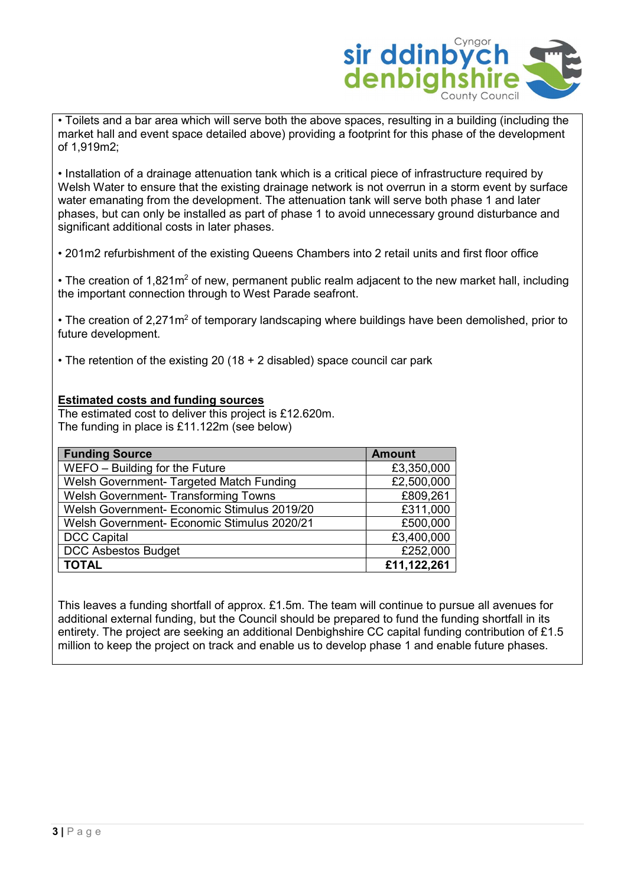• Toilets and a bar area which will serve both the above spaces, resulting in a building (including the market hall and event space detailed above) providing a footprint for this phase of the development of 1,919m2;

• Installation of a drainage attenuation tank which is a critical piece of infrastructure required by Welsh Water to ensure that the existing drainage network is not overrun in a storm event by surface water emanating from the development. The attenuation tank will serve both phase 1 and later phases, but can only be installed as part of phase 1 to avoid unnecessary ground disturbance and significant additional costs in later phases.

• 201m2 refurbishment of the existing Queens Chambers into 2 retail units and first floor office

• The creation of 1,821m$^2$ of new, permanent public realm adjacent to the new market hall, including the important connection through to West Parade seafront.

• The creation of 2,271m$^2$ of temporary landscaping where buildings have been demolished, prior to future development.

• The retention of the existing 20 (18 + 2 disabled) space council car park

**Estimated costs and funding sources**

The estimated cost to deliver this project is £12.620m.
The funding in place is £11.122m (see below)

| Funding Source | Amount |
|---|---|
| WEFO – Building for the Future | £3,350,000 |
| Welsh Government- Targeted Match Funding | £2,500,000 |
| Welsh Government- Transforming Towns | £809,261 |
| Welsh Government- Economic Stimulus 2019/20 | £311,000 |
| Welsh Government- Economic Stimulus 2020/21 | £500,000 |
| DCC Capital | £3,400,000 |
| DCC Asbestos Budget | £252,000 |
| **TOTAL** | **£11,122,261** |

This leaves a funding shortfall of approx. £1.5m. The team will continue to pursue all avenues for additional external funding, but the Council should be prepared to fund the funding shortfall in its entirety. The project are seeking an additional Denbighshire CC capital funding contribution of £1.5 million to keep the project on track and enable us to develop phase 1 and enable future phases.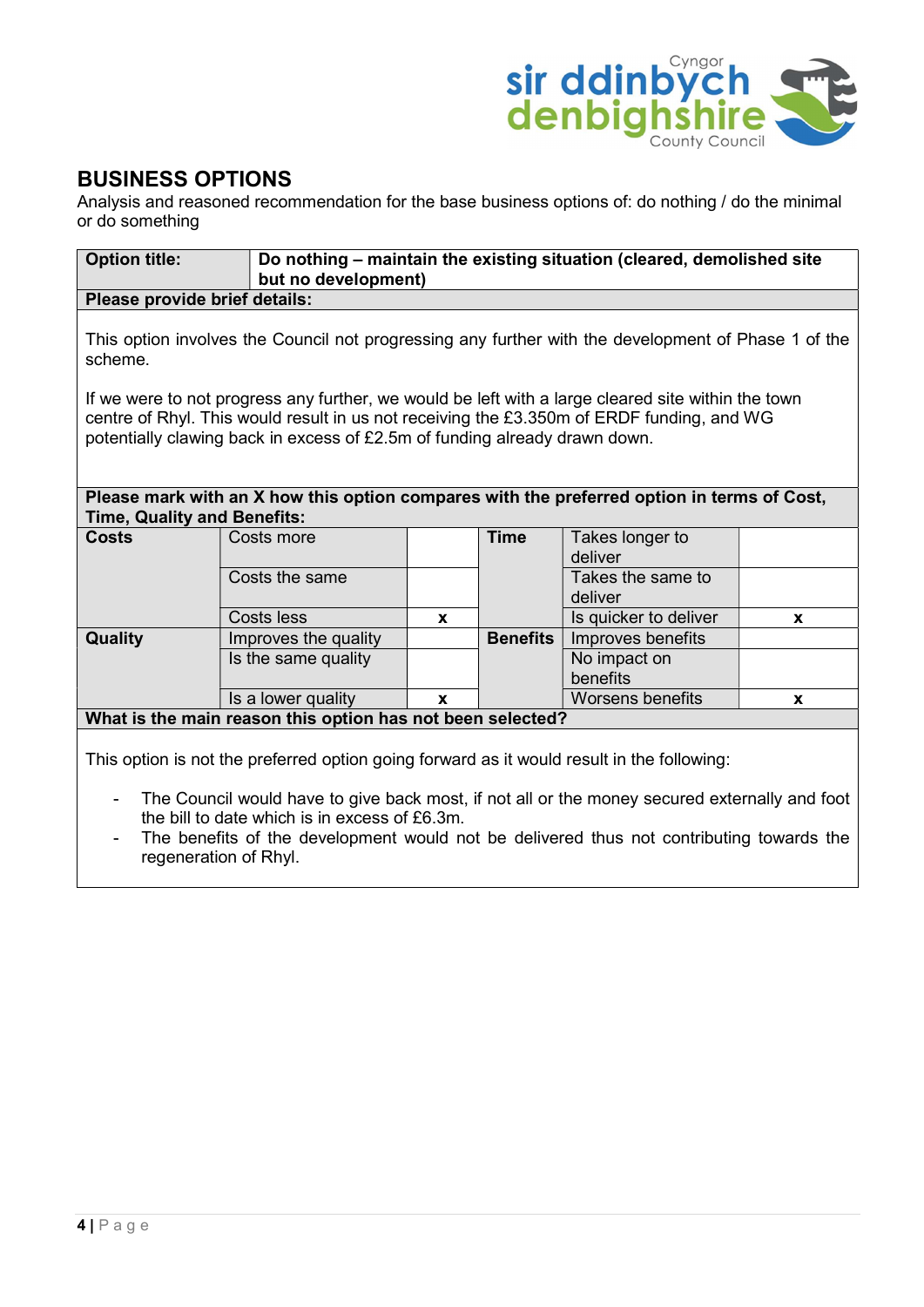## BUSINESS OPTIONS

Analysis and reasoned recommendation for the base business options of: do nothing / do the minimal or do something

| **Option title:** | **Do nothing – maintain the existing situation (cleared, demolished site but no development)** |
|---|---|

**Please provide brief details:**

This option involves the Council not progressing any further with the development of Phase 1 of the scheme.

If we were to not progress any further, we would be left with a large cleared site within the town centre of Rhyl. This would result in us not receiving the £3.350m of ERDF funding, and WG potentially clawing back in excess of £2.5m of funding already drawn down.

**Please mark with an X how this option compares with the preferred option in terms of Cost, Time, Quality and Benefits:**

| | | | | | |
|---|---|---|---|---|---|
| **Costs** | Costs more | | **Time** | Takes longer to deliver | |
| | Costs the same | | | Takes the same to deliver | |
| | Costs less | x | | Is quicker to deliver | x |
| **Quality** | Improves the quality | | **Benefits** | Improves benefits | |
| | Is the same quality | | | No impact on benefits | |
| | Is a lower quality | x | | Worsens benefits | x |

**What is the main reason this option has not been selected?**

This option is not the preferred option going forward as it would result in the following:

- The Council would have to give back most, if not all or the money secured externally and foot the bill to date which is in excess of £6.3m.
- The benefits of the development would not be delivered thus not contributing towards the regeneration of Rhyl.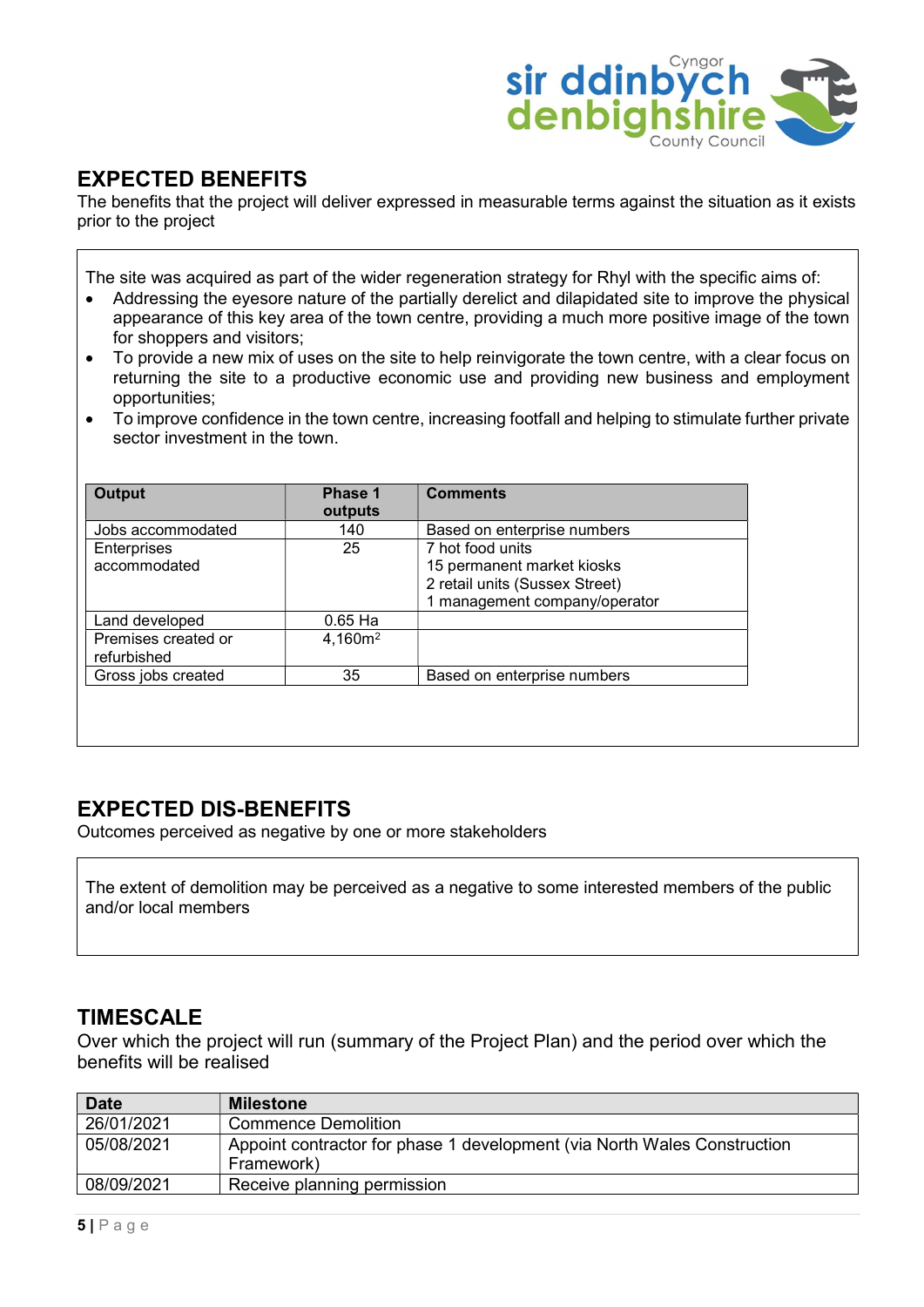## EXPECTED BENEFITS

The benefits that the project will deliver expressed in measurable terms against the situation as it exists prior to the project

The site was acquired as part of the wider regeneration strategy for Rhyl with the specific aims of:

- Addressing the eyesore nature of the partially derelict and dilapidated site to improve the physical appearance of this key area of the town centre, providing a much more positive image of the town for shoppers and visitors;
- To provide a new mix of uses on the site to help reinvigorate the town centre, with a clear focus on returning the site to a productive economic use and providing new business and employment opportunities;
- To improve confidence in the town centre, increasing footfall and helping to stimulate further private sector investment in the town.

| Output | Phase 1 outputs | Comments |
| --- | --- | --- |
| Jobs accommodated | 140 | Based on enterprise numbers |
| Enterprises accommodated | 25 | 7 hot food units<br>15 permanent market kiosks<br>2 retail units (Sussex Street)<br>1 management company/operator |
| Land developed | 0.65 Ha | |
| Premises created or refurbished | 4,160m$^2$ | |
| Gross jobs created | 35 | Based on enterprise numbers |

## EXPECTED DIS-BENEFITS

Outcomes perceived as negative by one or more stakeholders

The extent of demolition may be perceived as a negative to some interested members of the public and/or local members

## TIMESCALE

Over which the project will run (summary of the Project Plan) and the period over which the benefits will be realised

| Date | Milestone |
| --- | --- |
| 26/01/2021 | Commence Demolition |
| 05/08/2021 | Appoint contractor for phase 1 development (via North Wales Construction Framework) |
| 08/09/2021 | Receive planning permission |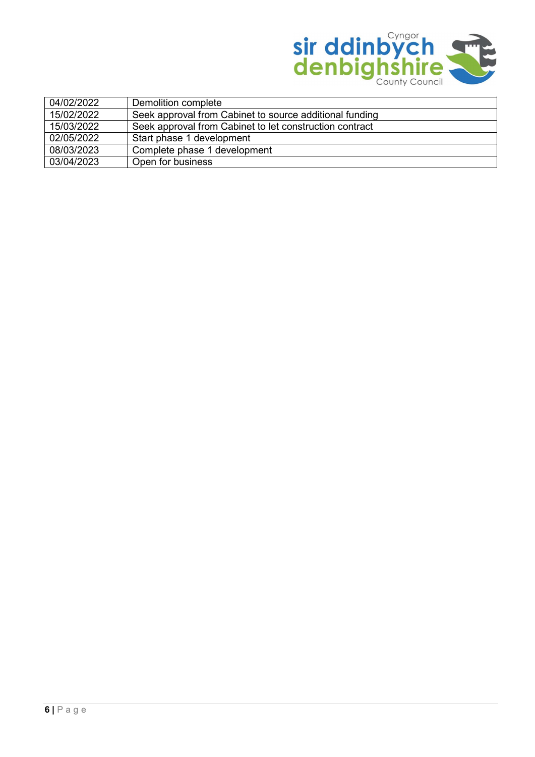| | |
|---|---|
| 04/02/2022 | Demolition complete |
| 15/02/2022 | Seek approval from Cabinet to source additional funding |
| 15/03/2022 | Seek approval from Cabinet to let construction contract |
| 02/05/2022 | Start phase 1 development |
| 08/03/2023 | Complete phase 1 development |
| 03/04/2023 | Open for business |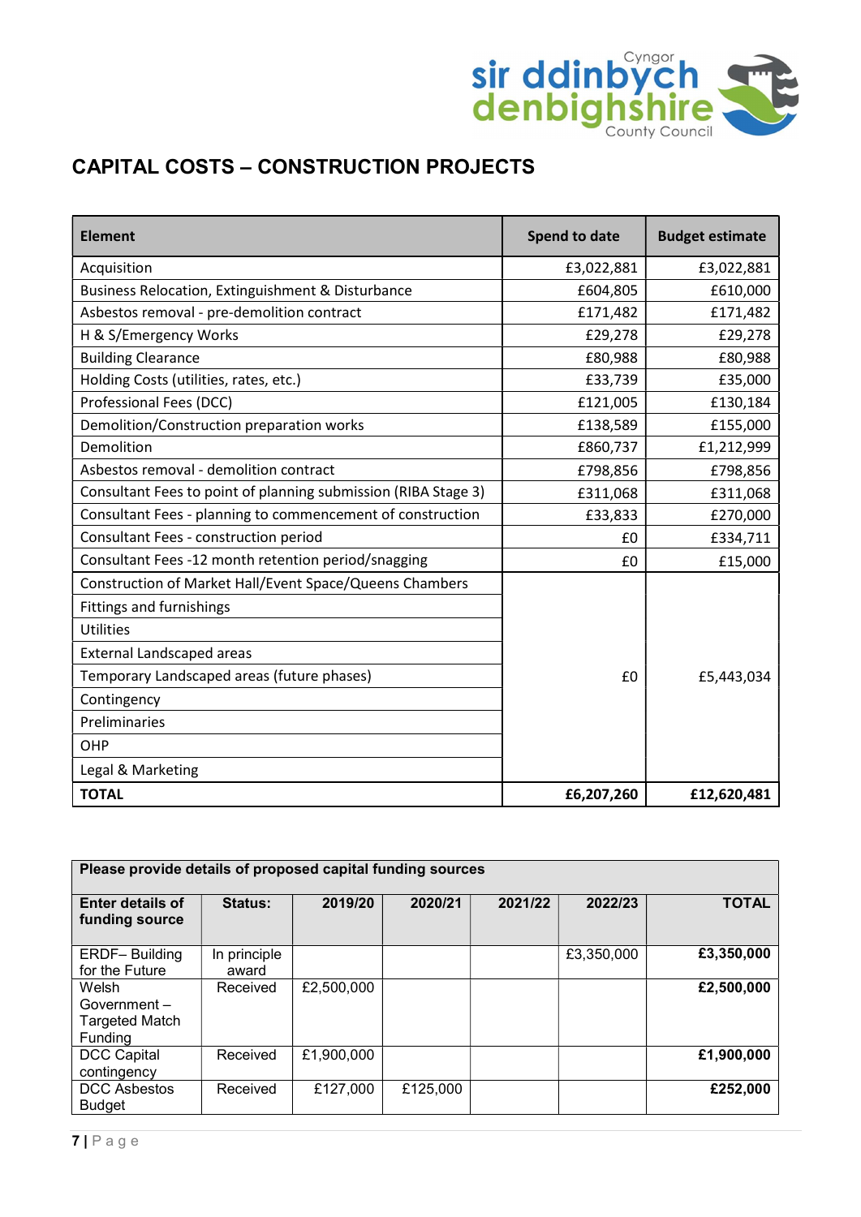## CAPITAL COSTS – CONSTRUCTION PROJECTS

| Element | Spend to date | Budget estimate |
|---|---|---|
| Acquisition | £3,022,881 | £3,022,881 |
| Business Relocation, Extinguishment & Disturbance | £604,805 | £610,000 |
| Asbestos removal - pre-demolition contract | £171,482 | £171,482 |
| H & S/Emergency Works | £29,278 | £29,278 |
| Building Clearance | £80,988 | £80,988 |
| Holding Costs (utilities, rates, etc.) | £33,739 | £35,000 |
| Professional Fees (DCC) | £121,005 | £130,184 |
| Demolition/Construction preparation works | £138,589 | £155,000 |
| Demolition | £860,737 | £1,212,999 |
| Asbestos removal - demolition contract | £798,856 | £798,856 |
| Consultant Fees to point of planning submission (RIBA Stage 3) | £311,068 | £311,068 |
| Consultant Fees - planning to commencement of construction | £33,833 | £270,000 |
| Consultant Fees - construction period | £0 | £334,711 |
| Consultant Fees -12 month retention period/snagging | £0 | £15,000 |
| Construction of Market Hall/Event Space/Queens Chambers<br>Fittings and furnishings<br>Utilities<br>External Landscaped areas<br>Temporary Landscaped areas (future phases)<br>Contingency<br>Preliminaries<br>OHP<br>Legal & Marketing | £0 | £5,443,034 |
| **TOTAL** | **£6,207,260** | **£12,620,481** |

| Please provide details of proposed capital funding sources | | | | | | |
|---|---|---|---|---|---|---|
| **Enter details of funding source** | **Status:** | **2019/20** | **2020/21** | **2021/22** | **2022/23** | **TOTAL** |
| ERDF– Building for the Future | In principle award | | | | £3,350,000 | **£3,350,000** |
| Welsh Government – Targeted Match Funding | Received | £2,500,000 | | | | **£2,500,000** |
| DCC Capital contingency | Received | £1,900,000 | | | | **£1,900,000** |
| DCC Asbestos Budget | Received | £127,000 | £125,000 | | | **£252,000** |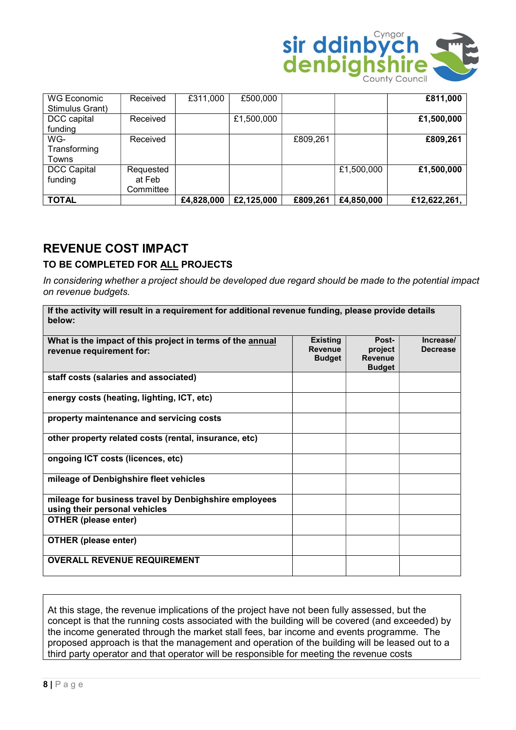| | | | | | | |
|---|---|---|---|---|---|---|
| WG Economic Stimulus Grant) | Received | £311,000 | £500,000 | | | **£811,000** |
| DCC capital funding | Received | | £1,500,000 | | | **£1,500,000** |
| WG-Transforming Towns | Received | | | £809,261 | | **£809,261** |
| DCC Capital funding | Requested at Feb Committee | | | | £1,500,000 | **£1,500,000** |
| **TOTAL** | | **£4,828,000** | **£2,125,000** | **£809,261** | **£4,850,000** | **£12,622,261,** |

## REVENUE COST IMPACT

### TO BE COMPLETED FOR ALL PROJECTS

*In considering whether a project should be developed due regard should be made to the potential impact on revenue budgets.*

| **If the activity will result in a requirement for additional revenue funding, please provide details below:** | | | |
|---|---|---|---|
| **What is the impact of this project in terms of the annual revenue requirement for:** | **Existing Revenue Budget** | **Post-project Revenue Budget** | **Increase/ Decrease** |
| **staff costs (salaries and associated)** | | | |
| **energy costs (heating, lighting, ICT, etc)** | | | |
| **property maintenance and servicing costs** | | | |
| **other property related costs (rental, insurance, etc)** | | | |
| **ongoing ICT costs (licences, etc)** | | | |
| **mileage of Denbighshire fleet vehicles** | | | |
| **mileage for business travel by Denbighshire employees using their personal vehicles** | | | |
| **OTHER (please enter)** | | | |
| **OTHER (please enter)** | | | |
| **OVERALL REVENUE REQUIREMENT** | | | |

At this stage, the revenue implications of the project have not been fully assessed, but the concept is that the running costs associated with the building will be covered (and exceeded) by the income generated through the market stall fees, bar income and events programme. The proposed approach is that the management and operation of the building will be leased out to a third party operator and that operator will be responsible for meeting the revenue costs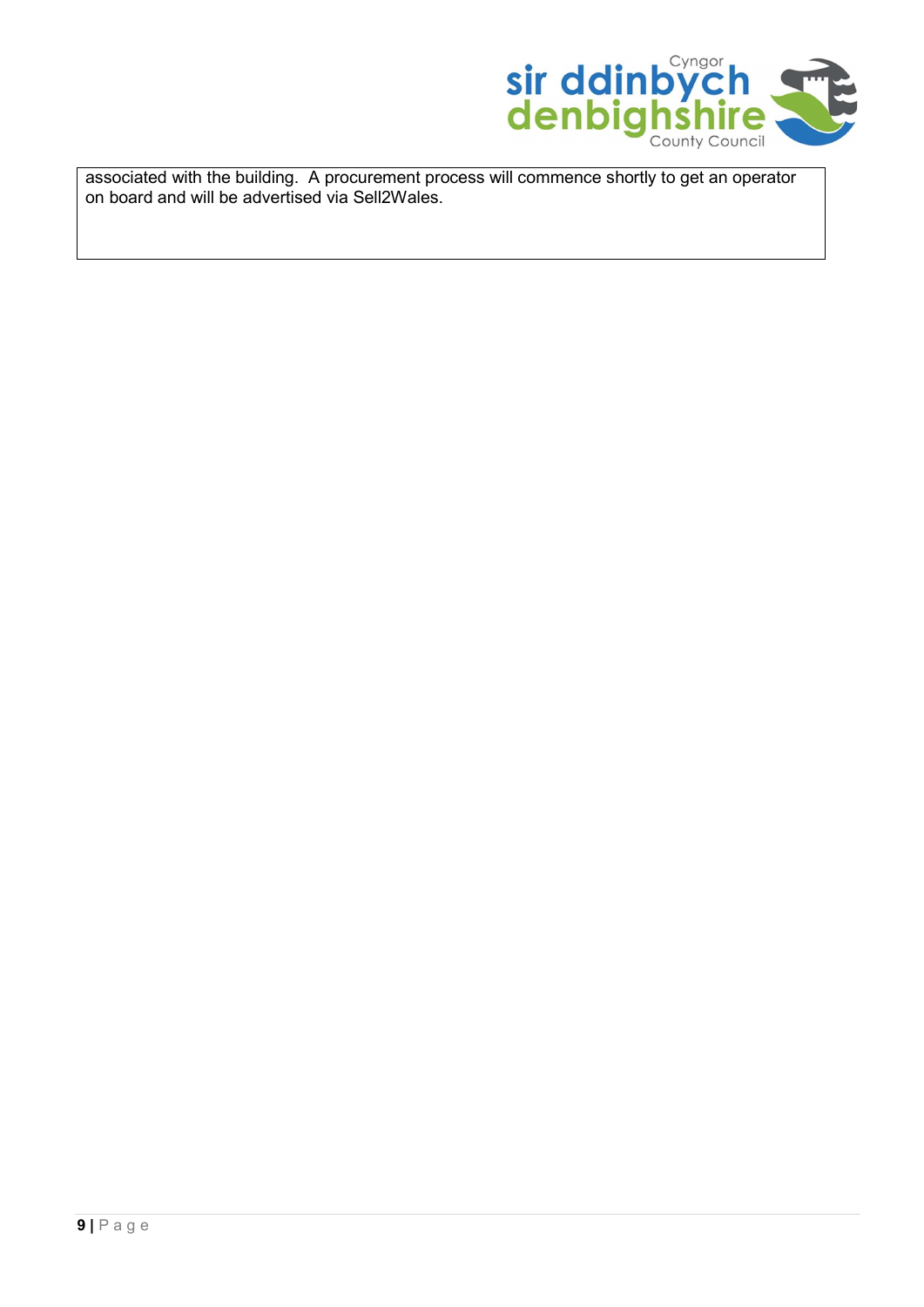associated with the building. A procurement process will commence shortly to get an operator on board and will be advertised via Sell2Wales.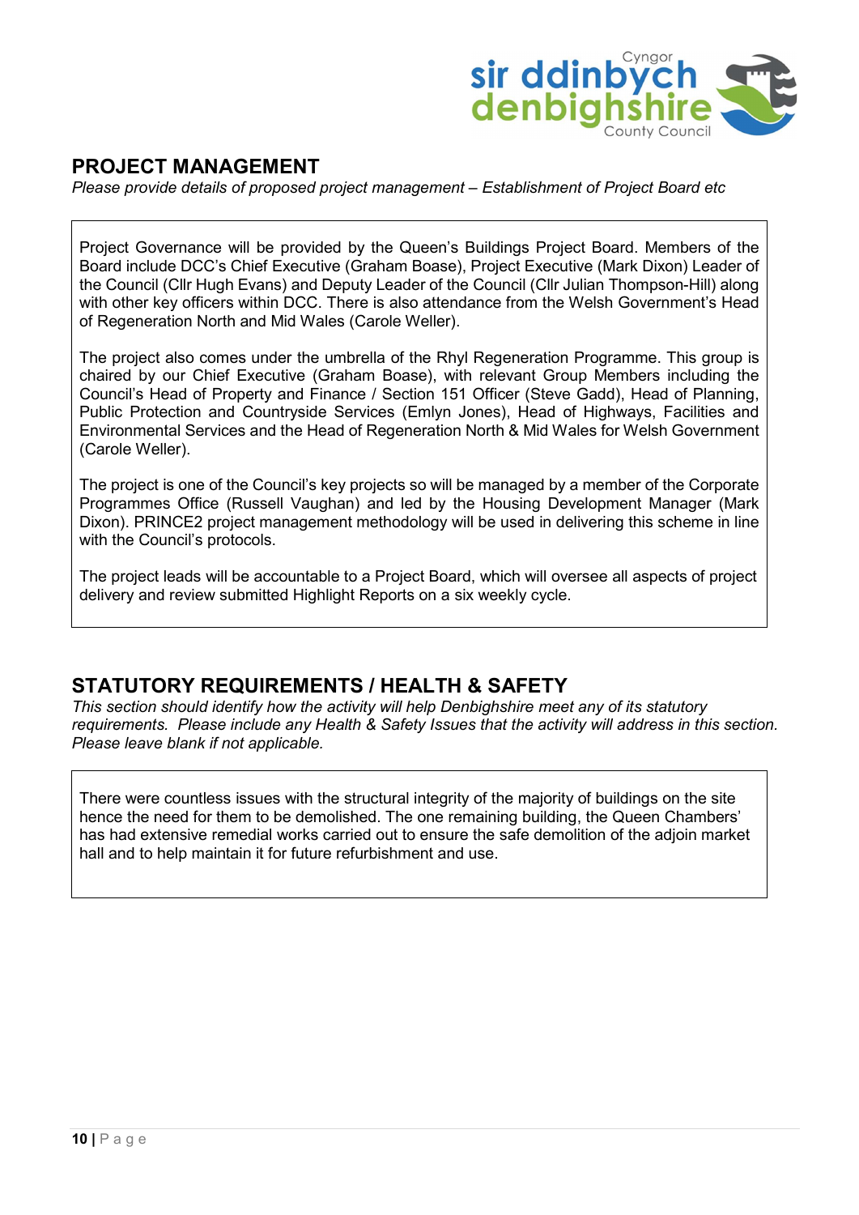## PROJECT MANAGEMENT

*Please provide details of proposed project management – Establishment of Project Board etc*

Project Governance will be provided by the Queen's Buildings Project Board. Members of the Board include DCC's Chief Executive (Graham Boase), Project Executive (Mark Dixon) Leader of the Council (Cllr Hugh Evans) and Deputy Leader of the Council (Cllr Julian Thompson-Hill) along with other key officers within DCC. There is also attendance from the Welsh Government's Head of Regeneration North and Mid Wales (Carole Weller).

The project also comes under the umbrella of the Rhyl Regeneration Programme. This group is chaired by our Chief Executive (Graham Boase), with relevant Group Members including the Council's Head of Property and Finance / Section 151 Officer (Steve Gadd), Head of Planning, Public Protection and Countryside Services (Emlyn Jones), Head of Highways, Facilities and Environmental Services and the Head of Regeneration North & Mid Wales for Welsh Government (Carole Weller).

The project is one of the Council's key projects so will be managed by a member of the Corporate Programmes Office (Russell Vaughan) and led by the Housing Development Manager (Mark Dixon). PRINCE2 project management methodology will be used in delivering this scheme in line with the Council's protocols.

The project leads will be accountable to a Project Board, which will oversee all aspects of project delivery and review submitted Highlight Reports on a six weekly cycle.

## STATUTORY REQUIREMENTS / HEALTH & SAFETY

*This section should identify how the activity will help Denbighshire meet any of its statutory requirements. Please include any Health & Safety Issues that the activity will address in this section. Please leave blank if not applicable.*

There were countless issues with the structural integrity of the majority of buildings on the site hence the need for them to be demolished. The one remaining building, the Queen Chambers' has had extensive remedial works carried out to ensure the safe demolition of the adjoin market hall and to help maintain it for future refurbishment and use.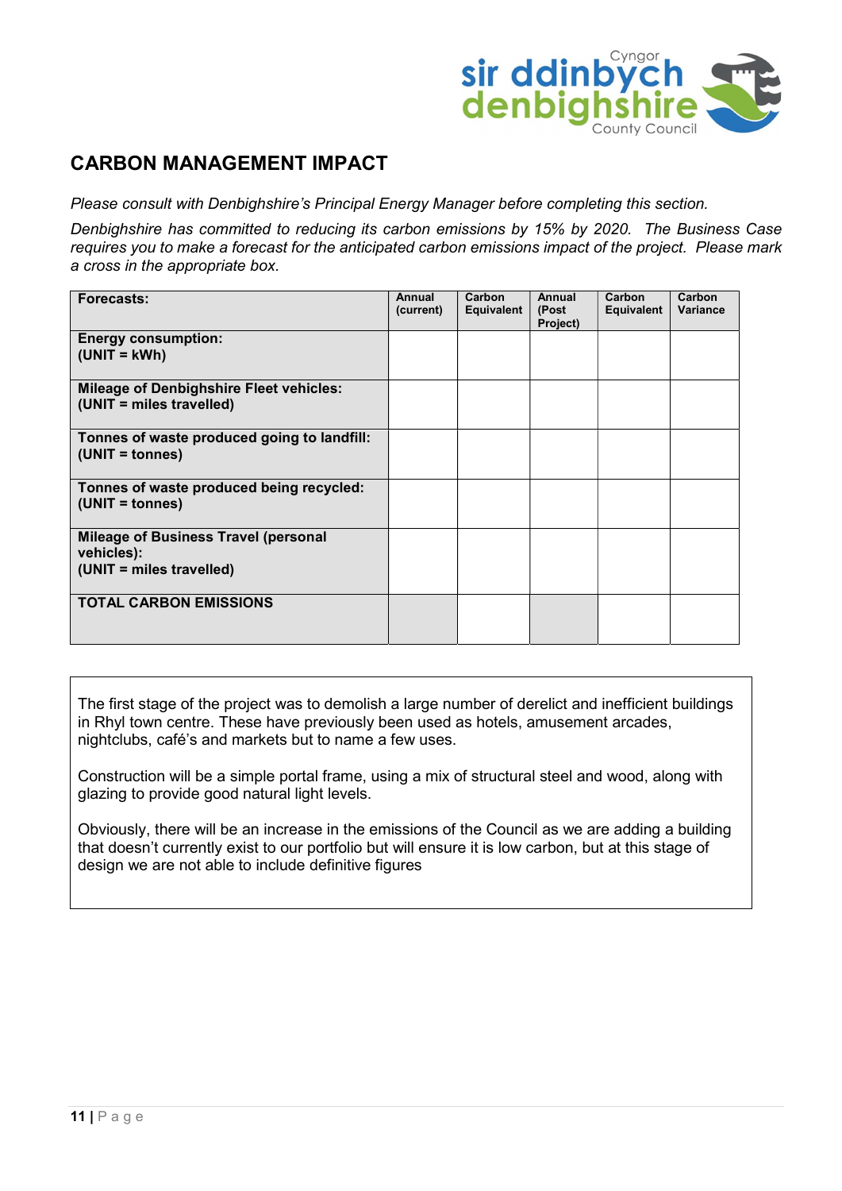## CARBON MANAGEMENT IMPACT

*Please consult with Denbighshire's Principal Energy Manager before completing this section.*

*Denbighshire has committed to reducing its carbon emissions by 15% by 2020. The Business Case requires you to make a forecast for the anticipated carbon emissions impact of the project. Please mark a cross in the appropriate box.*

| **Forecasts:** | **Annual (current)** | **Carbon Equivalent** | **Annual (Post Project)** | **Carbon Equivalent** | **Carbon Variance** |
|---|---|---|---|---|---|
| **Energy consumption: (UNIT = kWh)** | | | | | |
| **Mileage of Denbighshire Fleet vehicles: (UNIT = miles travelled)** | | | | | |
| **Tonnes of waste produced going to landfill: (UNIT = tonnes)** | | | | | |
| **Tonnes of waste produced being recycled: (UNIT = tonnes)** | | | | | |
| **Mileage of Business Travel (personal vehicles): (UNIT = miles travelled)** | | | | | |
| **TOTAL CARBON EMISSIONS** | | | | | |

The first stage of the project was to demolish a large number of derelict and inefficient buildings in Rhyl town centre. These have previously been used as hotels, amusement arcades, nightclubs, café's and markets but to name a few uses.

Construction will be a simple portal frame, using a mix of structural steel and wood, along with glazing to provide good natural light levels.

Obviously, there will be an increase in the emissions of the Council as we are adding a building that doesn't currently exist to our portfolio but will ensure it is low carbon, but at this stage of design we are not able to include definitive figures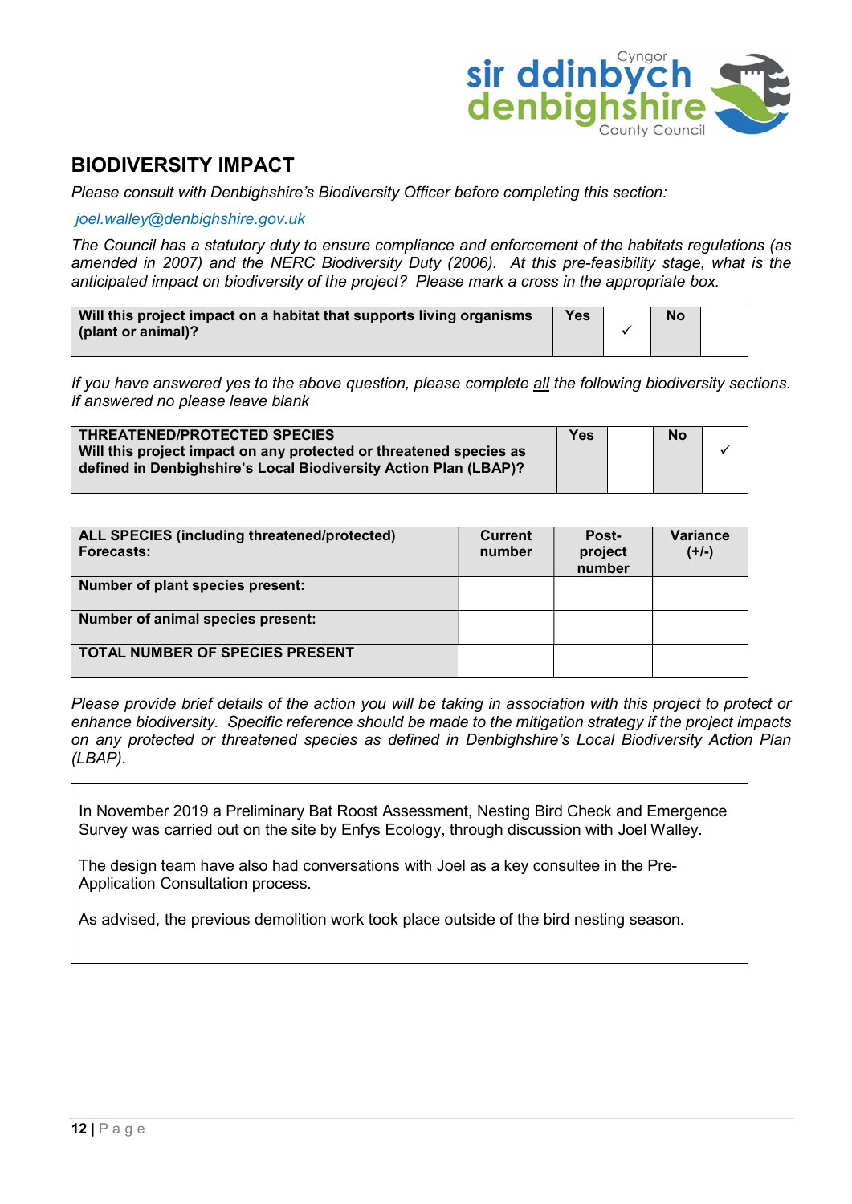## BIODIVERSITY IMPACT

*Please consult with Denbighshire's Biodiversity Officer before completing this section:*

*joel.walley@denbighshire.gov.uk*

*The Council has a statutory duty to ensure compliance and enforcement of the habitats regulations (as amended in 2007) and the NERC Biodiversity Duty (2006). At this pre-feasibility stage, what is the anticipated impact on biodiversity of the project? Please mark a cross in the appropriate box.*

| **Will this project impact on a habitat that supports living organisms (plant or animal)?** | **Yes** | ✓ | **No** | |
|---|---|---|---|---|

*If you have answered yes to the above question, please complete all the following biodiversity sections. If answered no please leave blank*

| **THREATENED/PROTECTED SPECIES** **Will this project impact on any protected or threatened species as defined in Denbighshire's Local Biodiversity Action Plan (LBAP)?** | **Yes** | | **No** | ✓ |
|---|---|---|---|---|

| **ALL SPECIES (including threatened/protected) Forecasts:** | **Current number** | **Post-project number** | **Variance (+/-)** |
|---|---|---|---|
| **Number of plant species present:** | | | |
| **Number of animal species present:** | | | |
| **TOTAL NUMBER OF SPECIES PRESENT** | | | |

*Please provide brief details of the action you will be taking in association with this project to protect or enhance biodiversity. Specific reference should be made to the mitigation strategy if the project impacts on any protected or threatened species as defined in Denbighshire's Local Biodiversity Action Plan (LBAP).*

In November 2019 a Preliminary Bat Roost Assessment, Nesting Bird Check and Emergence Survey was carried out on the site by Enfys Ecology, through discussion with Joel Walley.

The design team have also had conversations with Joel as a key consultee in the Pre-Application Consultation process.

As advised, the previous demolition work took place outside of the bird nesting season.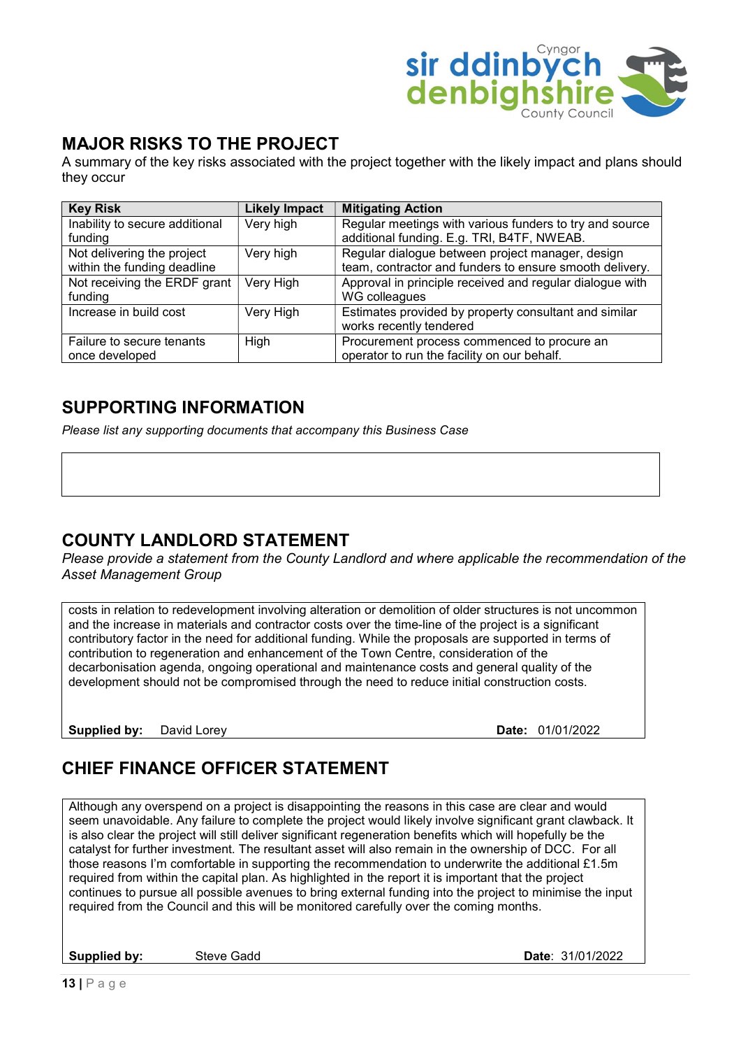## MAJOR RISKS TO THE PROJECT

A summary of the key risks associated with the project together with the likely impact and plans should they occur

| Key Risk | Likely Impact | Mitigating Action |
|---|---|---|
| Inability to secure additional funding | Very high | Regular meetings with various funders to try and source additional funding. E.g. TRI, B4TF, NWEAB. |
| Not delivering the project within the funding deadline | Very high | Regular dialogue between project manager, design team, contractor and funders to ensure smooth delivery. |
| Not receiving the ERDF grant funding | Very High | Approval in principle received and regular dialogue with WG colleagues |
| Increase in build cost | Very High | Estimates provided by property consultant and similar works recently tendered |
| Failure to secure tenants once developed | High | Procurement process commenced to procure an operator to run the facility on our behalf. |

## SUPPORTING INFORMATION

*Please list any supporting documents that accompany this Business Case*

## COUNTY LANDLORD STATEMENT

*Please provide a statement from the County Landlord and where applicable the recommendation of the Asset Management Group*

costs in relation to redevelopment involving alteration or demolition of older structures is not uncommon and the increase in materials and contractor costs over the time-line of the project is a significant contributory factor in the need for additional funding. While the proposals are supported in terms of contribution to regeneration and enhancement of the Town Centre, consideration of the decarbonisation agenda, ongoing operational and maintenance costs and general quality of the development should not be compromised through the need to reduce initial construction costs.

**Supplied by:** David Lorey **Date:** 01/01/2022

## CHIEF FINANCE OFFICER STATEMENT

Although any overspend on a project is disappointing the reasons in this case are clear and would seem unavoidable. Any failure to complete the project would likely involve significant grant clawback. It is also clear the project will still deliver significant regeneration benefits which will hopefully be the catalyst for further investment. The resultant asset will also remain in the ownership of DCC. For all those reasons I'm comfortable in supporting the recommendation to underwrite the additional £1.5m required from within the capital plan. As highlighted in the report it is important that the project continues to pursue all possible avenues to bring external funding into the project to minimise the input required from the Council and this will be monitored carefully over the coming months.

**Supplied by:** Steve Gadd **Date**: 31/01/2022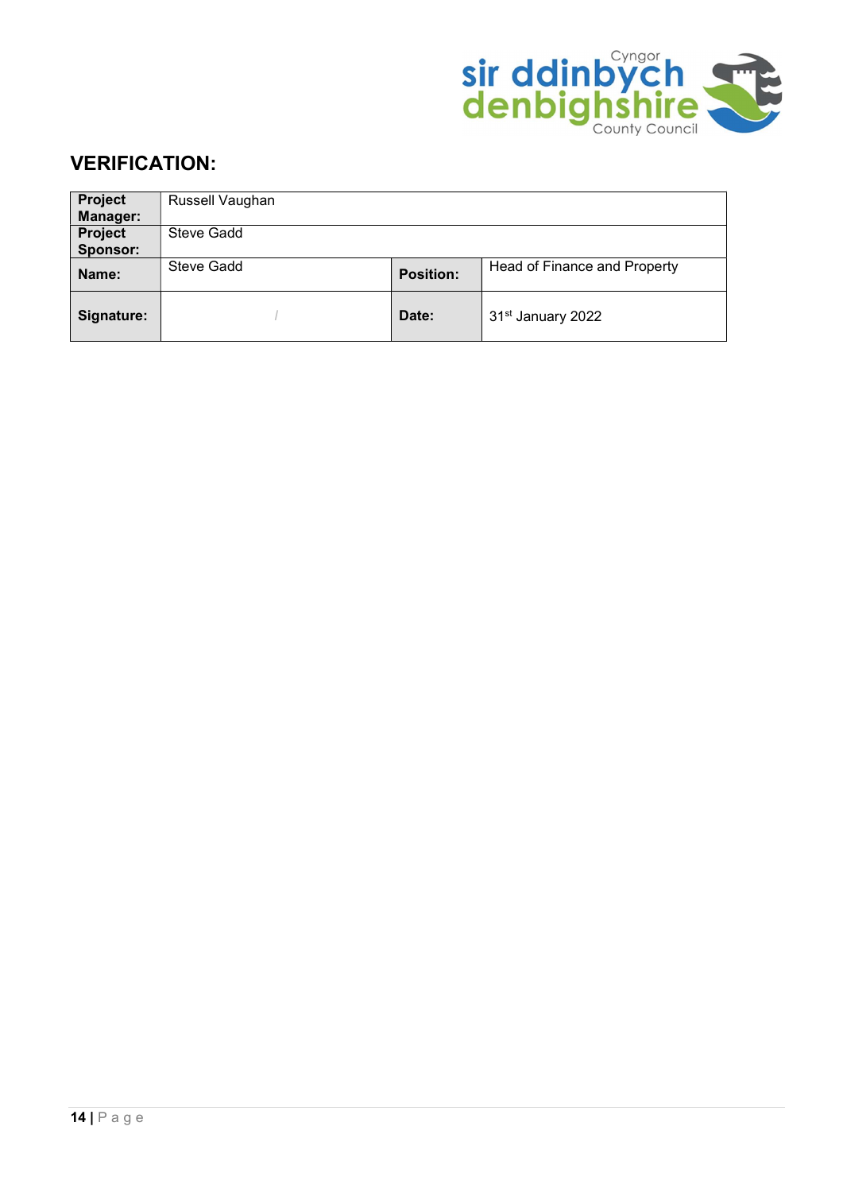## VERIFICATION:

| | | | |
|---|---|---|---|
| **Project Manager:** | Russell Vaughan | | |
| **Project Sponsor:** | Steve Gadd | | |
| **Name:** | Steve Gadd | **Position:** | Head of Finance and Property |
| **Signature:** | / | **Date:** | 31st January 2022 |